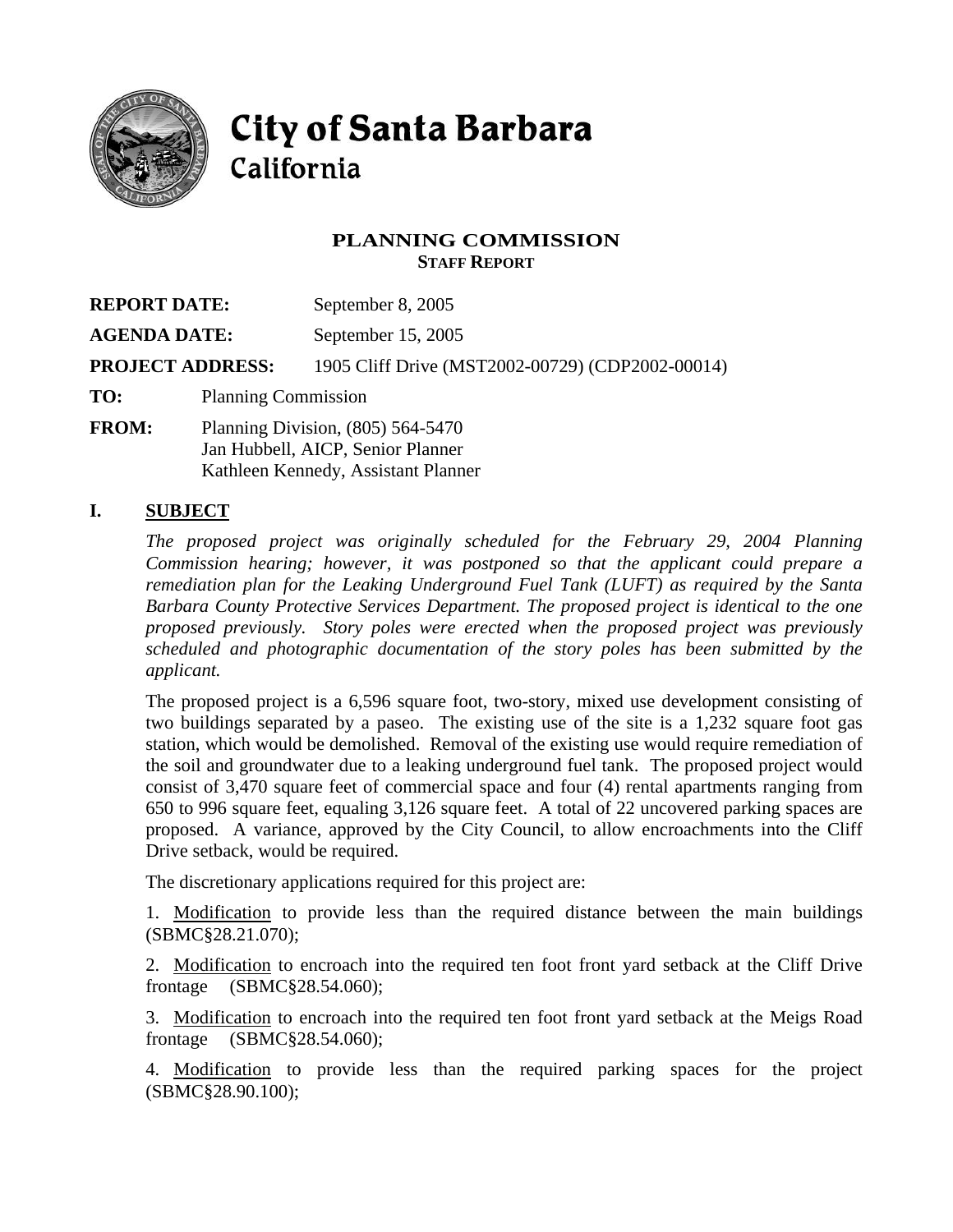# City of Santa Barbara
## California

### PLANNING COMMISSION
**STAFF REPORT**

**REPORT DATE:** September 8, 2005

**AGENDA DATE:** September 15, 2005

**PROJECT ADDRESS:** 1905 Cliff Drive (MST2002-00729) (CDP2002-00014)

**TO:** Planning Commission

**FROM:** Planning Division, (805) 564-5470
Jan Hubbell, AICP, Senior Planner
Kathleen Kennedy, Assistant Planner

## I. SUBJECT

*The proposed project was originally scheduled for the February 29, 2004 Planning Commission hearing; however, it was postponed so that the applicant could prepare a remediation plan for the Leaking Underground Fuel Tank (LUFT) as required by the Santa Barbara County Protective Services Department. The proposed project is identical to the one proposed previously. Story poles were erected when the proposed project was previously scheduled and photographic documentation of the story poles has been submitted by the applicant.*

The proposed project is a 6,596 square foot, two-story, mixed use development consisting of two buildings separated by a paseo. The existing use of the site is a 1,232 square foot gas station, which would be demolished. Removal of the existing use would require remediation of the soil and groundwater due to a leaking underground fuel tank. The proposed project would consist of 3,470 square feet of commercial space and four (4) rental apartments ranging from 650 to 996 square feet, equaling 3,126 square feet. A total of 22 uncovered parking spaces are proposed. A variance, approved by the City Council, to allow encroachments into the Cliff Drive setback, would be required.

The discretionary applications required for this project are:

1. Modification to provide less than the required distance between the main buildings (SBMC§28.21.070);

2. Modification to encroach into the required ten foot front yard setback at the Cliff Drive frontage (SBMC§28.54.060);

3. Modification to encroach into the required ten foot front yard setback at the Meigs Road frontage (SBMC§28.54.060);

4. Modification to provide less than the required parking spaces for the project (SBMC§28.90.100);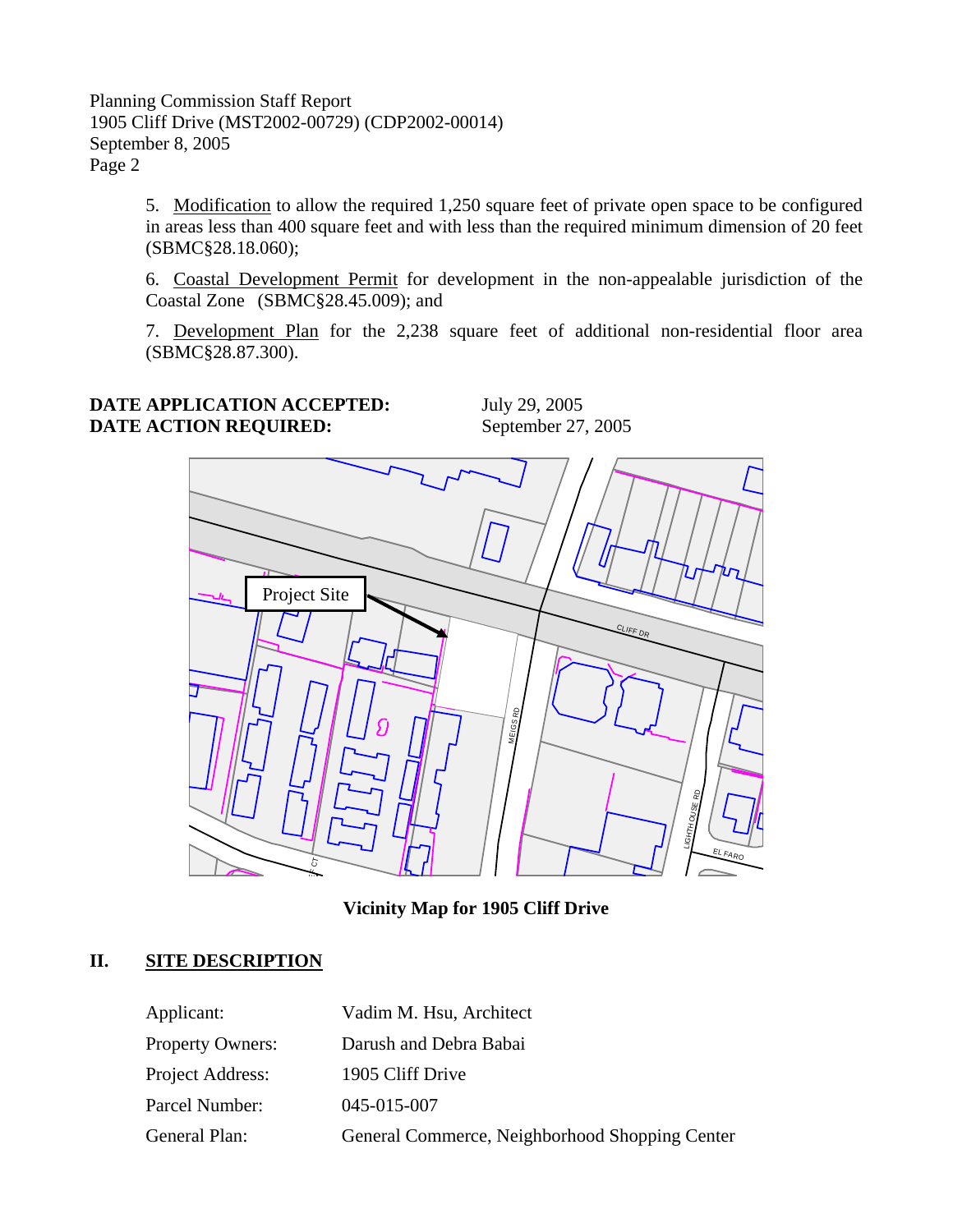5. Modification to allow the required 1,250 square feet of private open space to be configured in areas less than 400 square feet and with less than the required minimum dimension of 20 feet (SBMC§28.18.060);

6. Coastal Development Permit for development in the non-appealable jurisdiction of the Coastal Zone (SBMC§28.45.009); and

7. Development Plan for the 2,238 square feet of additional non-residential floor area (SBMC§28.87.300).

**DATE APPLICATION ACCEPTED:** July 29, 2005
**DATE ACTION REQUIRED:** September 27, 2005

**Vicinity Map for 1905 Cliff Drive**

## II. SITE DESCRIPTION

| | |
|---|---|
| Applicant: | Vadim M. Hsu, Architect |
| Property Owners: | Darush and Debra Babai |
| Project Address: | 1905 Cliff Drive |
| Parcel Number: | 045-015-007 |
| General Plan: | General Commerce, Neighborhood Shopping Center |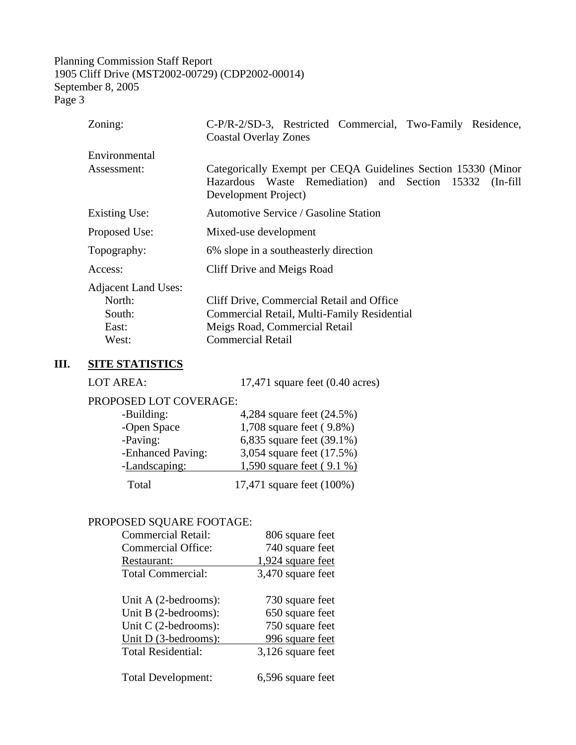| | |
|---|---|
| Zoning: | C-P/R-2/SD-3, Restricted Commercial, Two-Family Residence, Coastal Overlay Zones |
| Environmental Assessment: | Categorically Exempt per CEQA Guidelines Section 15330 (Minor Hazardous Waste Remediation) and Section 15332 (In-fill Development Project) |
| Existing Use: | Automotive Service / Gasoline Station |
| Proposed Use: | Mixed-use development |
| Topography: | 6% slope in a southeasterly direction |
| Access: | Cliff Drive and Meigs Road |
| Adjacent Land Uses: | |
| North: | Cliff Drive, Commercial Retail and Office |
| South: | Commercial Retail, Multi-Family Residential |
| East: | Meigs Road, Commercial Retail |
| West: | Commercial Retail |

## III. SITE STATISTICS

LOT AREA: 17,471 square feet (0.40 acres)

PROPOSED LOT COVERAGE:

| | |
|---|---|
| -Building: | 4,284 square feet (24.5%) |
| -Open Space | 1,708 square feet ( 9.8%) |
| -Paving: | 6,835 square feet (39.1%) |
| -Enhanced Paving: | 3,054 square feet (17.5%) |
| -Landscaping: | 1,590 square feet ( 9.1 %) |
| Total | 17,471 square feet (100%) |

PROPOSED SQUARE FOOTAGE:

| | |
|---|---|
| Commercial Retail: | 806 square feet |
| Commercial Office: | 740 square feet |
| Restaurant: | 1,924 square feet |
| Total Commercial: | 3,470 square feet |
| | |
| Unit A (2-bedrooms): | 730 square feet |
| Unit B (2-bedrooms): | 650 square feet |
| Unit C (2-bedrooms): | 750 square feet |
| Unit D (3-bedrooms): | 996 square feet |
| Total Residential: | 3,126 square feet |
| | |
| Total Development: | 6,596 square feet |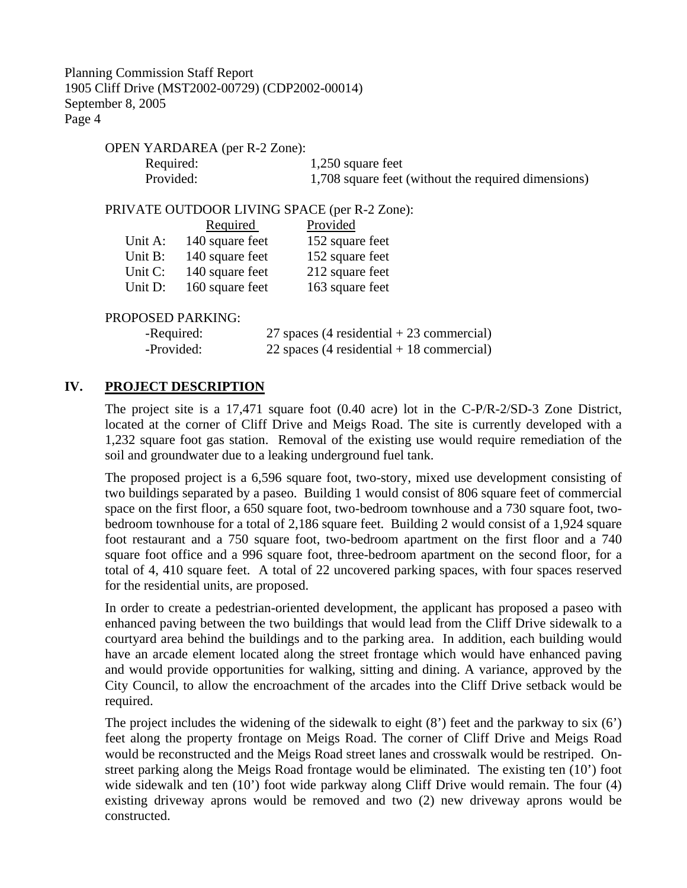OPEN YARDAREA (per R-2 Zone):

| | |
|---|---|
| Required: | 1,250 square feet |
| Provided: | 1,708 square feet (without the required dimensions) |

PRIVATE OUTDOOR LIVING SPACE (per R-2 Zone):

| | Required | Provided |
|---|---|---|
| Unit A: | 140 square feet | 152 square feet |
| Unit B: | 140 square feet | 152 square feet |
| Unit C: | 140 square feet | 212 square feet |
| Unit D: | 160 square feet | 163 square feet |

PROPOSED PARKING:

| | |
|---|---|
| -Required: | 27 spaces (4 residential + 23 commercial) |
| -Provided: | 22 spaces (4 residential + 18 commercial) |

## IV. PROJECT DESCRIPTION

The project site is a 17,471 square foot (0.40 acre) lot in the C-P/R-2/SD-3 Zone District, located at the corner of Cliff Drive and Meigs Road. The site is currently developed with a 1,232 square foot gas station. Removal of the existing use would require remediation of the soil and groundwater due to a leaking underground fuel tank.

The proposed project is a 6,596 square foot, two-story, mixed use development consisting of two buildings separated by a paseo. Building 1 would consist of 806 square feet of commercial space on the first floor, a 650 square foot, two-bedroom townhouse and a 730 square foot, two-bedroom townhouse for a total of 2,186 square feet. Building 2 would consist of a 1,924 square foot restaurant and a 750 square foot, two-bedroom apartment on the first floor and a 740 square foot office and a 996 square foot, three-bedroom apartment on the second floor, for a total of 4, 410 square feet. A total of 22 uncovered parking spaces, with four spaces reserved for the residential units, are proposed.

In order to create a pedestrian-oriented development, the applicant has proposed a paseo with enhanced paving between the two buildings that would lead from the Cliff Drive sidewalk to a courtyard area behind the buildings and to the parking area. In addition, each building would have an arcade element located along the street frontage which would have enhanced paving and would provide opportunities for walking, sitting and dining. A variance, approved by the City Council, to allow the encroachment of the arcades into the Cliff Drive setback would be required.

The project includes the widening of the sidewalk to eight (8') feet and the parkway to six (6') feet along the property frontage on Meigs Road. The corner of Cliff Drive and Meigs Road would be reconstructed and the Meigs Road street lanes and crosswalk would be restriped. On-street parking along the Meigs Road frontage would be eliminated. The existing ten (10') foot wide sidewalk and ten (10') foot wide parkway along Cliff Drive would remain. The four (4) existing driveway aprons would be removed and two (2) new driveway aprons would be constructed.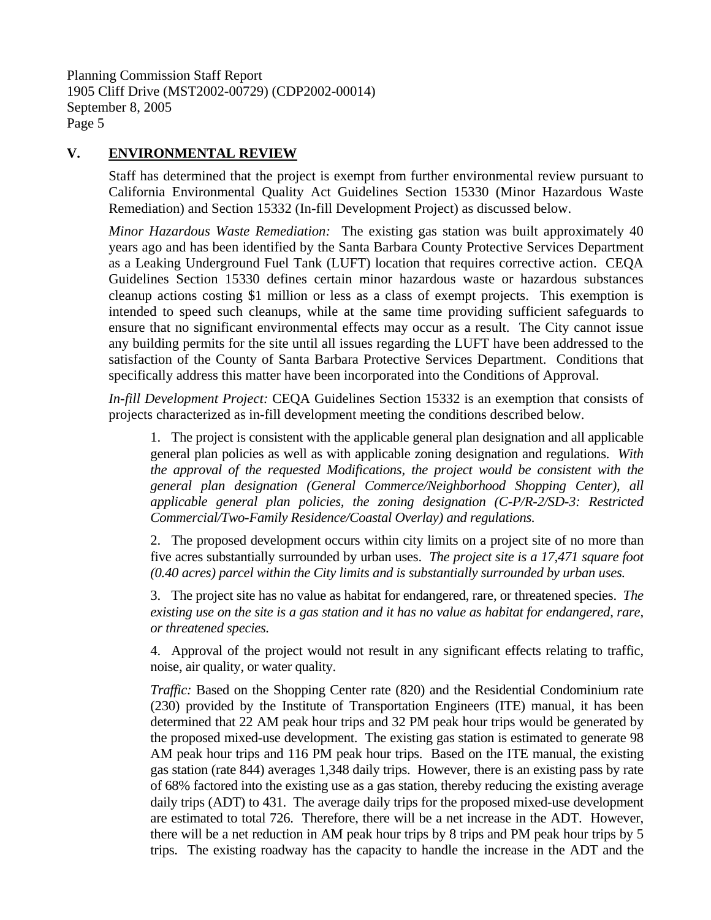## V. ENVIRONMENTAL REVIEW

Staff has determined that the project is exempt from further environmental review pursuant to California Environmental Quality Act Guidelines Section 15330 (Minor Hazardous Waste Remediation) and Section 15332 (In-fill Development Project) as discussed below.

*Minor Hazardous Waste Remediation:* The existing gas station was built approximately 40 years ago and has been identified by the Santa Barbara County Protective Services Department as a Leaking Underground Fuel Tank (LUFT) location that requires corrective action. CEQA Guidelines Section 15330 defines certain minor hazardous waste or hazardous substances cleanup actions costing $1 million or less as a class of exempt projects. This exemption is intended to speed such cleanups, while at the same time providing sufficient safeguards to ensure that no significant environmental effects may occur as a result. The City cannot issue any building permits for the site until all issues regarding the LUFT have been addressed to the satisfaction of the County of Santa Barbara Protective Services Department. Conditions that specifically address this matter have been incorporated into the Conditions of Approval.

*In-fill Development Project:* CEQA Guidelines Section 15332 is an exemption that consists of projects characterized as in-fill development meeting the conditions described below.

1. The project is consistent with the applicable general plan designation and all applicable general plan policies as well as with applicable zoning designation and regulations. *With the approval of the requested Modifications, the project would be consistent with the general plan designation (General Commerce/Neighborhood Shopping Center), all applicable general plan policies, the zoning designation (C-P/R-2/SD-3: Restricted Commercial/Two-Family Residence/Coastal Overlay) and regulations.*

2. The proposed development occurs within city limits on a project site of no more than five acres substantially surrounded by urban uses. *The project site is a 17,471 square foot (0.40 acres) parcel within the City limits and is substantially surrounded by urban uses.*

3. The project site has no value as habitat for endangered, rare, or threatened species. *The existing use on the site is a gas station and it has no value as habitat for endangered, rare, or threatened species.*

4. Approval of the project would not result in any significant effects relating to traffic, noise, air quality, or water quality.

*Traffic:* Based on the Shopping Center rate (820) and the Residential Condominium rate (230) provided by the Institute of Transportation Engineers (ITE) manual, it has been determined that 22 AM peak hour trips and 32 PM peak hour trips would be generated by the proposed mixed-use development. The existing gas station is estimated to generate 98 AM peak hour trips and 116 PM peak hour trips. Based on the ITE manual, the existing gas station (rate 844) averages 1,348 daily trips. However, there is an existing pass by rate of 68% factored into the existing use as a gas station, thereby reducing the existing average daily trips (ADT) to 431. The average daily trips for the proposed mixed-use development are estimated to total 726. Therefore, there will be a net increase in the ADT. However, there will be a net reduction in AM peak hour trips by 8 trips and PM peak hour trips by 5 trips. The existing roadway has the capacity to handle the increase in the ADT and the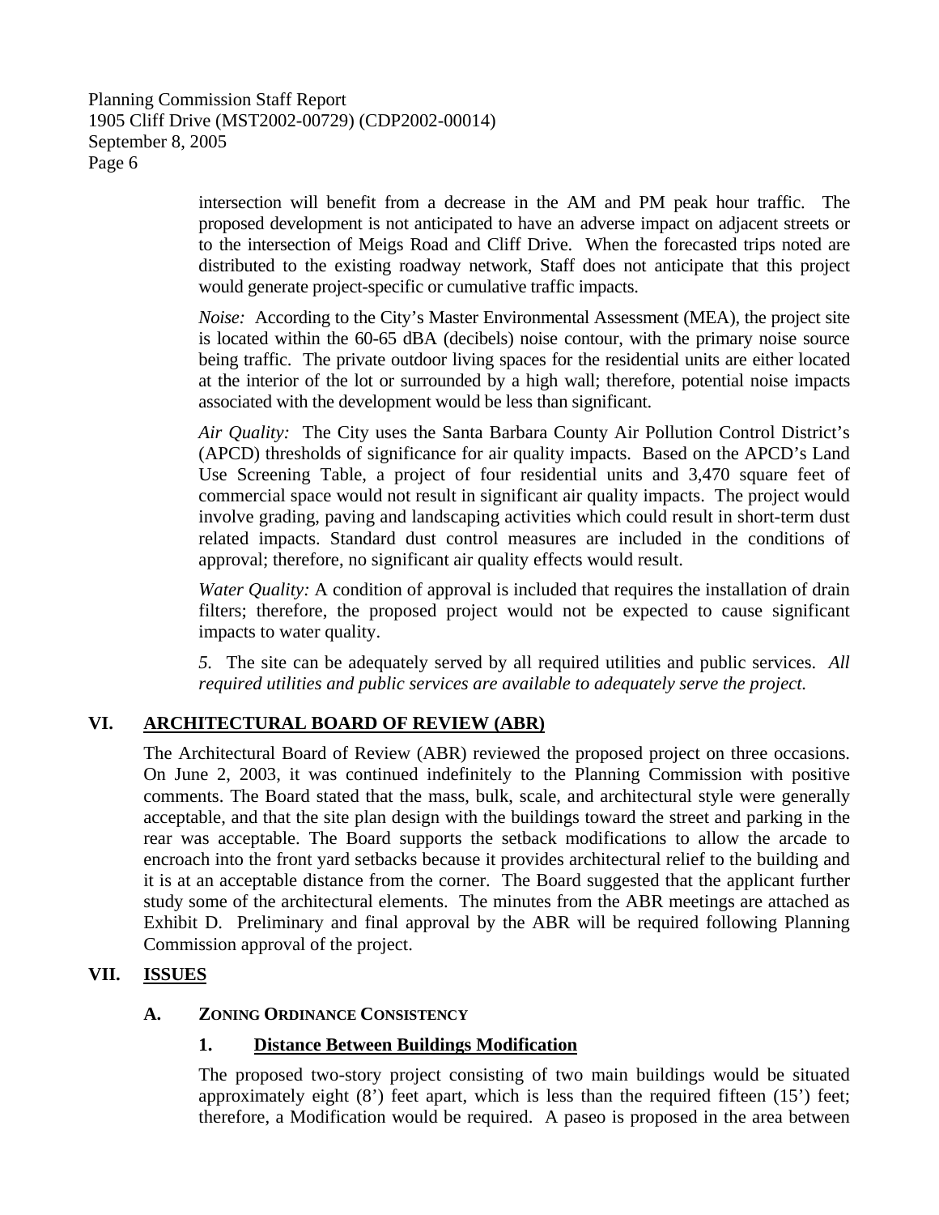intersection will benefit from a decrease in the AM and PM peak hour traffic. The proposed development is not anticipated to have an adverse impact on adjacent streets or to the intersection of Meigs Road and Cliff Drive. When the forecasted trips noted are distributed to the existing roadway network, Staff does not anticipate that this project would generate project-specific or cumulative traffic impacts.

*Noise:* According to the City's Master Environmental Assessment (MEA), the project site is located within the 60-65 dBA (decibels) noise contour, with the primary noise source being traffic. The private outdoor living spaces for the residential units are either located at the interior of the lot or surrounded by a high wall; therefore, potential noise impacts associated with the development would be less than significant.

*Air Quality:* The City uses the Santa Barbara County Air Pollution Control District's (APCD) thresholds of significance for air quality impacts. Based on the APCD's Land Use Screening Table, a project of four residential units and 3,470 square feet of commercial space would not result in significant air quality impacts. The project would involve grading, paving and landscaping activities which could result in short-term dust related impacts. Standard dust control measures are included in the conditions of approval; therefore, no significant air quality effects would result.

*Water Quality:* A condition of approval is included that requires the installation of drain filters; therefore, the proposed project would not be expected to cause significant impacts to water quality.

5. The site can be adequately served by all required utilities and public services. *All required utilities and public services are available to adequately serve the project.*

## VI. ARCHITECTURAL BOARD OF REVIEW (ABR)

The Architectural Board of Review (ABR) reviewed the proposed project on three occasions. On June 2, 2003, it was continued indefinitely to the Planning Commission with positive comments. The Board stated that the mass, bulk, scale, and architectural style were generally acceptable, and that the site plan design with the buildings toward the street and parking in the rear was acceptable. The Board supports the setback modifications to allow the arcade to encroach into the front yard setbacks because it provides architectural relief to the building and it is at an acceptable distance from the corner. The Board suggested that the applicant further study some of the architectural elements. The minutes from the ABR meetings are attached as Exhibit D. Preliminary and final approval by the ABR will be required following Planning Commission approval of the project.

## VII. ISSUES

### A. Zoning Ordinance Consistency

#### 1. Distance Between Buildings Modification

The proposed two-story project consisting of two main buildings would be situated approximately eight (8') feet apart, which is less than the required fifteen (15') feet; therefore, a Modification would be required. A paseo is proposed in the area between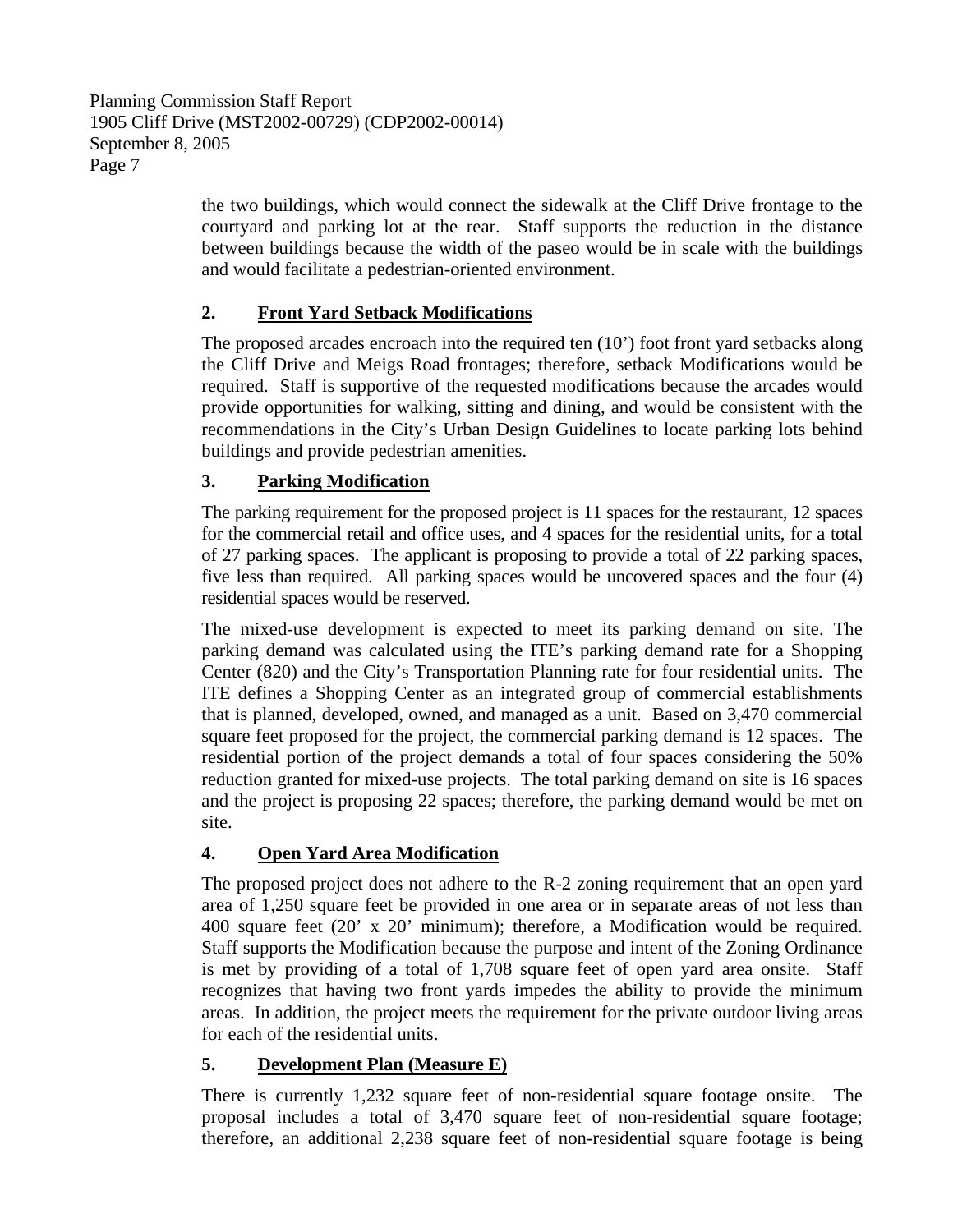the two buildings, which would connect the sidewalk at the Cliff Drive frontage to the courtyard and parking lot at the rear. Staff supports the reduction in the distance between buildings because the width of the paseo would be in scale with the buildings and would facilitate a pedestrian-oriented environment.

**2. Front Yard Setback Modifications**

The proposed arcades encroach into the required ten (10') foot front yard setbacks along the Cliff Drive and Meigs Road frontages; therefore, setback Modifications would be required. Staff is supportive of the requested modifications because the arcades would provide opportunities for walking, sitting and dining, and would be consistent with the recommendations in the City's Urban Design Guidelines to locate parking lots behind buildings and provide pedestrian amenities.

**3. Parking Modification**

The parking requirement for the proposed project is 11 spaces for the restaurant, 12 spaces for the commercial retail and office uses, and 4 spaces for the residential units, for a total of 27 parking spaces. The applicant is proposing to provide a total of 22 parking spaces, five less than required. All parking spaces would be uncovered spaces and the four (4) residential spaces would be reserved.

The mixed-use development is expected to meet its parking demand on site. The parking demand was calculated using the ITE's parking demand rate for a Shopping Center (820) and the City's Transportation Planning rate for four residential units. The ITE defines a Shopping Center as an integrated group of commercial establishments that is planned, developed, owned, and managed as a unit. Based on 3,470 commercial square feet proposed for the project, the commercial parking demand is 12 spaces. The residential portion of the project demands a total of four spaces considering the 50% reduction granted for mixed-use projects. The total parking demand on site is 16 spaces and the project is proposing 22 spaces; therefore, the parking demand would be met on site.

**4. Open Yard Area Modification**

The proposed project does not adhere to the R-2 zoning requirement that an open yard area of 1,250 square feet be provided in one area or in separate areas of not less than 400 square feet (20' x 20' minimum); therefore, a Modification would be required. Staff supports the Modification because the purpose and intent of the Zoning Ordinance is met by providing of a total of 1,708 square feet of open yard area onsite. Staff recognizes that having two front yards impedes the ability to provide the minimum areas. In addition, the project meets the requirement for the private outdoor living areas for each of the residential units.

**5. Development Plan (Measure E)**

There is currently 1,232 square feet of non-residential square footage onsite. The proposal includes a total of 3,470 square feet of non-residential square footage; therefore, an additional 2,238 square feet of non-residential square footage is being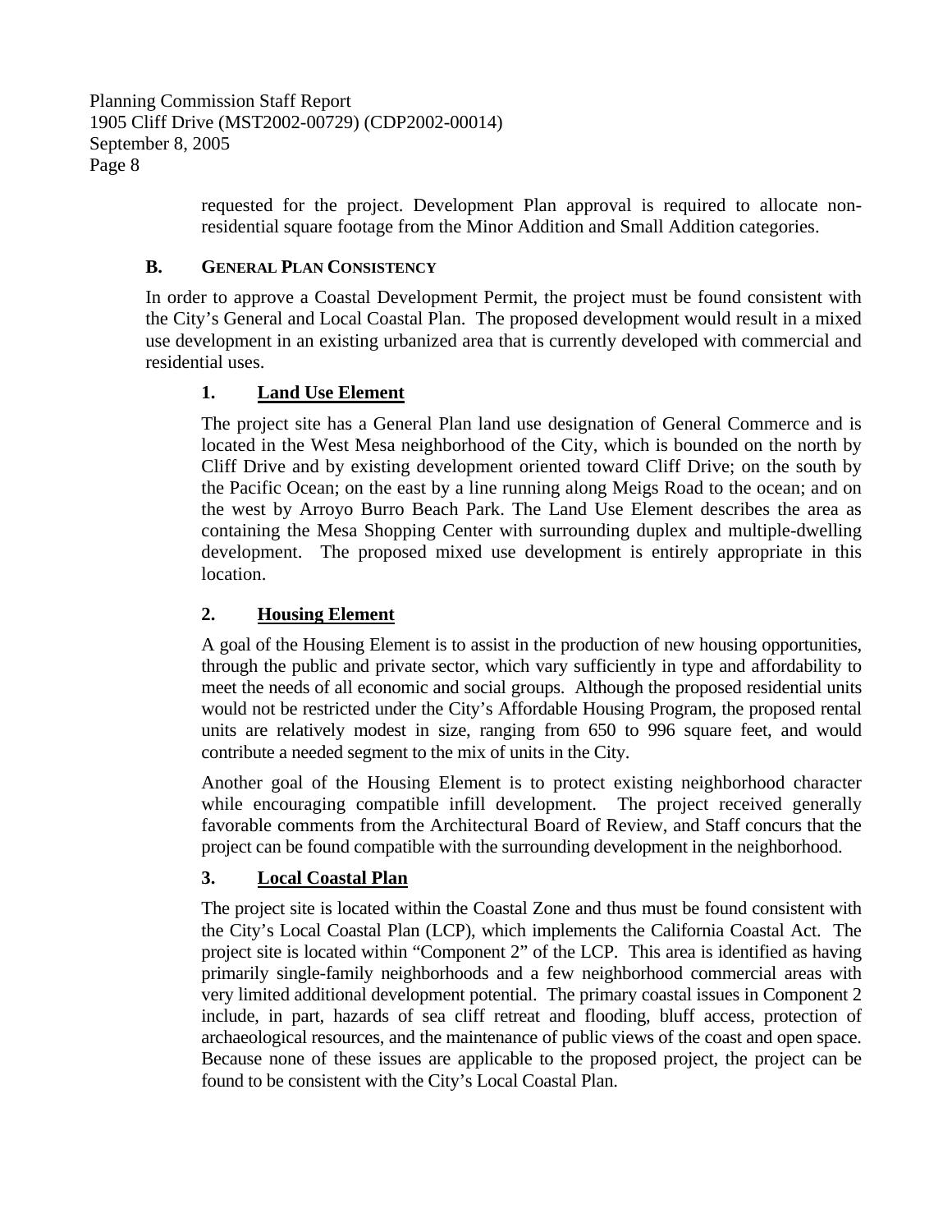requested for the project. Development Plan approval is required to allocate non-residential square footage from the Minor Addition and Small Addition categories.

## B. GENERAL PLAN CONSISTENCY

In order to approve a Coastal Development Permit, the project must be found consistent with the City's General and Local Coastal Plan. The proposed development would result in a mixed use development in an existing urbanized area that is currently developed with commercial and residential uses.

### 1. Land Use Element

The project site has a General Plan land use designation of General Commerce and is located in the West Mesa neighborhood of the City, which is bounded on the north by Cliff Drive and by existing development oriented toward Cliff Drive; on the south by the Pacific Ocean; on the east by a line running along Meigs Road to the ocean; and on the west by Arroyo Burro Beach Park. The Land Use Element describes the area as containing the Mesa Shopping Center with surrounding duplex and multiple-dwelling development. The proposed mixed use development is entirely appropriate in this location.

### 2. Housing Element

A goal of the Housing Element is to assist in the production of new housing opportunities, through the public and private sector, which vary sufficiently in type and affordability to meet the needs of all economic and social groups. Although the proposed residential units would not be restricted under the City's Affordable Housing Program, the proposed rental units are relatively modest in size, ranging from 650 to 996 square feet, and would contribute a needed segment to the mix of units in the City.

Another goal of the Housing Element is to protect existing neighborhood character while encouraging compatible infill development. The project received generally favorable comments from the Architectural Board of Review, and Staff concurs that the project can be found compatible with the surrounding development in the neighborhood.

### 3. Local Coastal Plan

The project site is located within the Coastal Zone and thus must be found consistent with the City's Local Coastal Plan (LCP), which implements the California Coastal Act. The project site is located within "Component 2" of the LCP. This area is identified as having primarily single-family neighborhoods and a few neighborhood commercial areas with very limited additional development potential. The primary coastal issues in Component 2 include, in part, hazards of sea cliff retreat and flooding, bluff access, protection of archaeological resources, and the maintenance of public views of the coast and open space. Because none of these issues are applicable to the proposed project, the project can be found to be consistent with the City's Local Coastal Plan.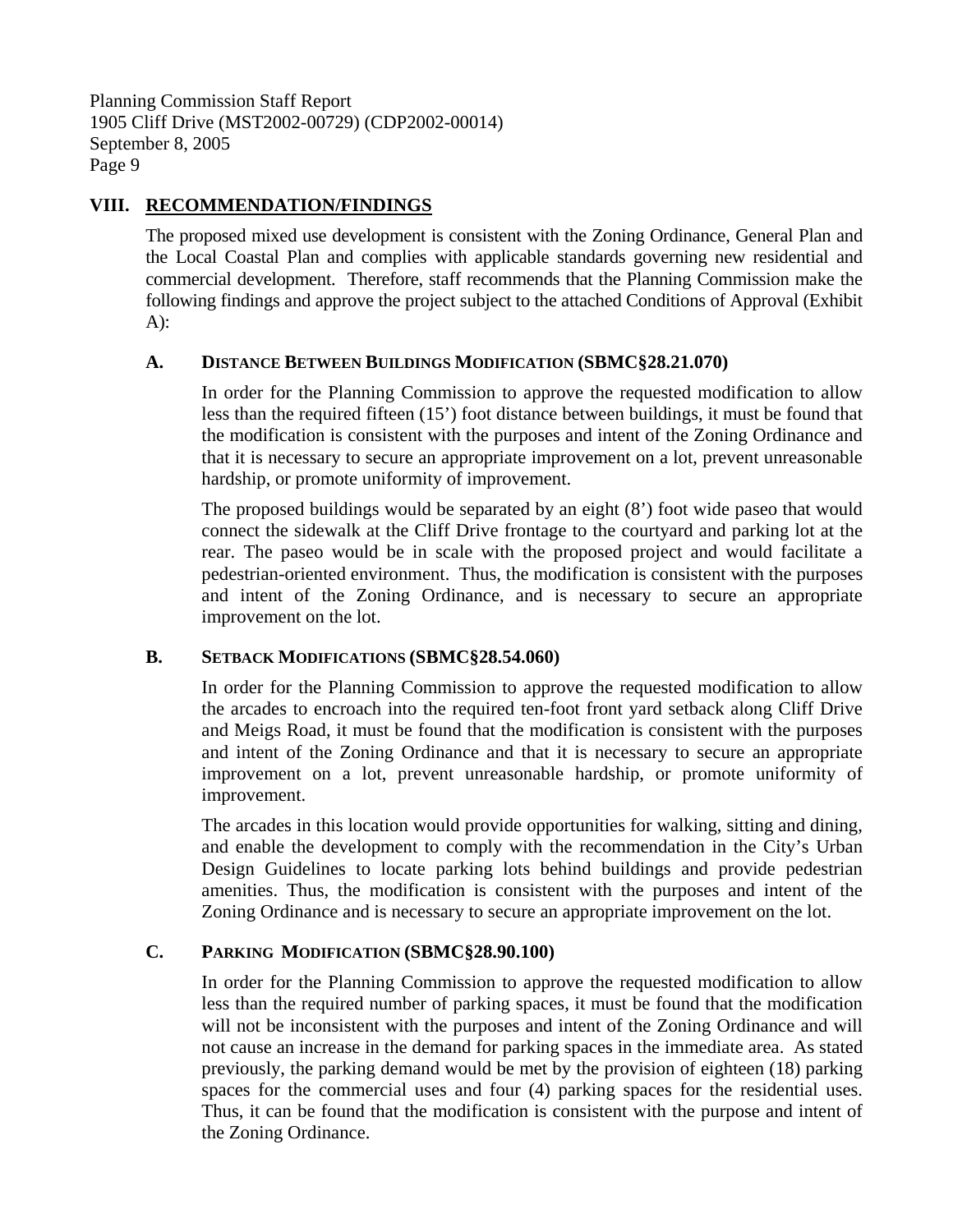## VIII. RECOMMENDATION/FINDINGS

The proposed mixed use development is consistent with the Zoning Ordinance, General Plan and the Local Coastal Plan and complies with applicable standards governing new residential and commercial development. Therefore, staff recommends that the Planning Commission make the following findings and approve the project subject to the attached Conditions of Approval (Exhibit A):

### A. Distance Between Buildings Modification (SBMC§28.21.070)

In order for the Planning Commission to approve the requested modification to allow less than the required fifteen (15') foot distance between buildings, it must be found that the modification is consistent with the purposes and intent of the Zoning Ordinance and that it is necessary to secure an appropriate improvement on a lot, prevent unreasonable hardship, or promote uniformity of improvement.

The proposed buildings would be separated by an eight (8') foot wide paseo that would connect the sidewalk at the Cliff Drive frontage to the courtyard and parking lot at the rear. The paseo would be in scale with the proposed project and would facilitate a pedestrian-oriented environment. Thus, the modification is consistent with the purposes and intent of the Zoning Ordinance, and is necessary to secure an appropriate improvement on the lot.

### B. Setback Modifications (SBMC§28.54.060)

In order for the Planning Commission to approve the requested modification to allow the arcades to encroach into the required ten-foot front yard setback along Cliff Drive and Meigs Road, it must be found that the modification is consistent with the purposes and intent of the Zoning Ordinance and that it is necessary to secure an appropriate improvement on a lot, prevent unreasonable hardship, or promote uniformity of improvement.

The arcades in this location would provide opportunities for walking, sitting and dining, and enable the development to comply with the recommendation in the City's Urban Design Guidelines to locate parking lots behind buildings and provide pedestrian amenities. Thus, the modification is consistent with the purposes and intent of the Zoning Ordinance and is necessary to secure an appropriate improvement on the lot.

### C. Parking Modification (SBMC§28.90.100)

In order for the Planning Commission to approve the requested modification to allow less than the required number of parking spaces, it must be found that the modification will not be inconsistent with the purposes and intent of the Zoning Ordinance and will not cause an increase in the demand for parking spaces in the immediate area. As stated previously, the parking demand would be met by the provision of eighteen (18) parking spaces for the commercial uses and four (4) parking spaces for the residential uses. Thus, it can be found that the modification is consistent with the purpose and intent of the Zoning Ordinance.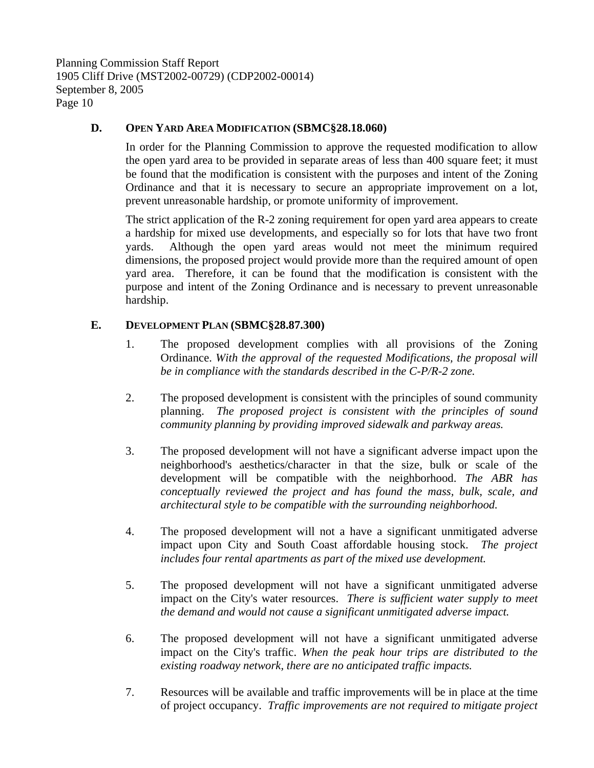### D. OPEN YARD AREA MODIFICATION (SBMC§28.18.060)

In order for the Planning Commission to approve the requested modification to allow the open yard area to be provided in separate areas of less than 400 square feet; it must be found that the modification is consistent with the purposes and intent of the Zoning Ordinance and that it is necessary to secure an appropriate improvement on a lot, prevent unreasonable hardship, or promote uniformity of improvement.

The strict application of the R-2 zoning requirement for open yard area appears to create a hardship for mixed use developments, and especially so for lots that have two front yards. Although the open yard areas would not meet the minimum required dimensions, the proposed project would provide more than the required amount of open yard area. Therefore, it can be found that the modification is consistent with the purpose and intent of the Zoning Ordinance and is necessary to prevent unreasonable hardship.

### E. DEVELOPMENT PLAN (SBMC§28.87.300)

1. The proposed development complies with all provisions of the Zoning Ordinance. *With the approval of the requested Modifications, the proposal will be in compliance with the standards described in the C-P/R-2 zone.*

2. The proposed development is consistent with the principles of sound community planning. *The proposed project is consistent with the principles of sound community planning by providing improved sidewalk and parkway areas.*

3. The proposed development will not have a significant adverse impact upon the neighborhood's aesthetics/character in that the size, bulk or scale of the development will be compatible with the neighborhood. *The ABR has conceptually reviewed the project and has found the mass, bulk, scale, and architectural style to be compatible with the surrounding neighborhood.*

4. The proposed development will not a have a significant unmitigated adverse impact upon City and South Coast affordable housing stock. *The project includes four rental apartments as part of the mixed use development.*

5. The proposed development will not have a significant unmitigated adverse impact on the City's water resources. *There is sufficient water supply to meet the demand and would not cause a significant unmitigated adverse impact.*

6. The proposed development will not have a significant unmitigated adverse impact on the City's traffic. *When the peak hour trips are distributed to the existing roadway network, there are no anticipated traffic impacts.*

7. Resources will be available and traffic improvements will be in place at the time of project occupancy. *Traffic improvements are not required to mitigate project*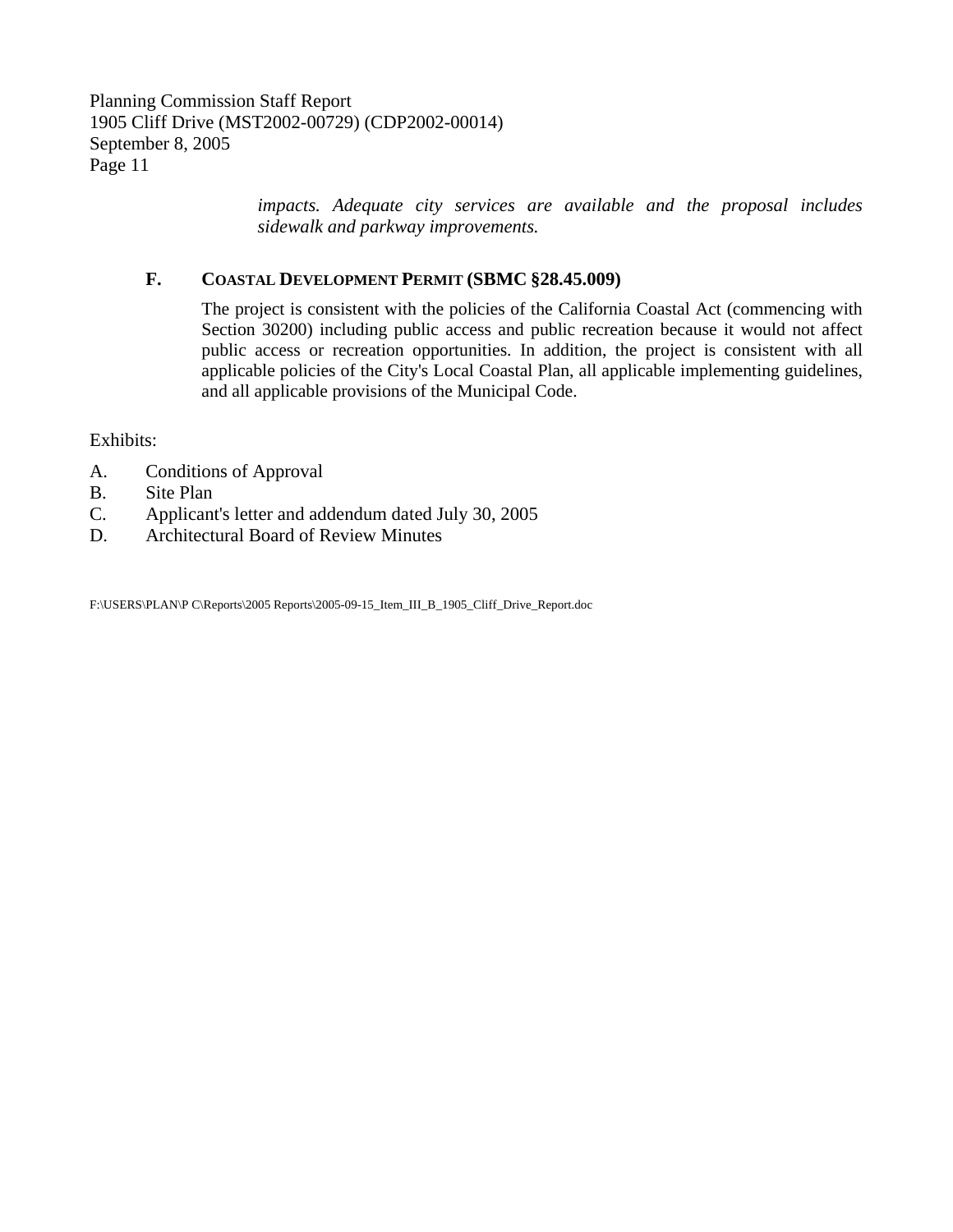*impacts. Adequate city services are available and the proposal includes sidewalk and parkway improvements.*

**F. COASTAL DEVELOPMENT PERMIT (SBMC §28.45.009)**

The project is consistent with the policies of the California Coastal Act (commencing with Section 30200) including public access and public recreation because it would not affect public access or recreation opportunities. In addition, the project is consistent with all applicable policies of the City's Local Coastal Plan, all applicable implementing guidelines, and all applicable provisions of the Municipal Code.

Exhibits:

A. Conditions of Approval
B. Site Plan
C. Applicant's letter and addendum dated July 30, 2005
D. Architectural Board of Review Minutes

F:\USERS\PLAN\P C\Reports\2005 Reports\2005-09-15_Item_III_B_1905_Cliff_Drive_Report.doc